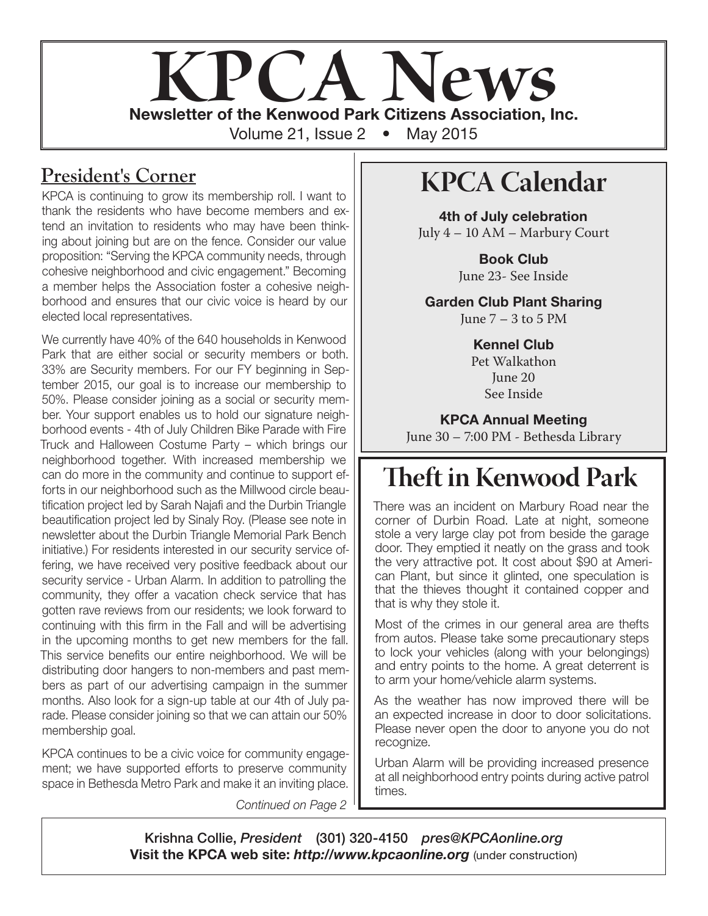# KPCA News

**Newsletter of the Kenwood Park Citizens Association, Inc.**

Volume 21, Issue 2 • May 2015

## President's Corner

KPCA is continuing to grow its membership roll. I want to thank the residents who have become members and extend an invitation to residents who may have been thinking about joining but are on the fence. Consider our value proposition: "Serving the KPCA community needs, through cohesive neighborhood and civic engagement." Becoming a member helps the Association foster a cohesive neighborhood and ensures that our civic voice is heard by our elected local representatives.

We currently have 40% of the 640 households in Kenwood Park that are either social or security members or both. 33% are Security members. For our FY beginning in September 2015, our goal is to increase our membership to 50%. Please consider joining as a social or security member. Your support enables us to hold our signature neighborhood events - 4th of July Children Bike Parade with Fire Truck and Halloween Costume Party – which brings our neighborhood together. With increased membership we can do more in the community and continue to support efforts in our neighborhood such as the Millwood circle beautification project led by Sarah Najafi and the Durbin Triangle beautification project led by Sinaly Roy. (Please see note in newsletter about the Durbin Triangle Memorial Park Bench initiative.) For residents interested in our security service offering, we have received very positive feedback about our security service - Urban Alarm. In addition to patrolling the community, they offer a vacation check service that has gotten rave reviews from our residents; we look forward to continuing with this firm in the Fall and will be advertising in the upcoming months to get new members for the fall. This service benefits our entire neighborhood. We will be distributing door hangers to non-members and past members as part of our advertising campaign in the summer months. Also look for a sign-up table at our 4th of July parade. Please consider joining so that we can attain our 50% membership goal.

KPCA continues to be a civic voice for community engagement; we have supported efforts to preserve community space in Bethesda Metro Park and make it an inviting place.

*Continued on Page 2*

## KPCA Calendar

**4th of July celebration**
July 4 – 10 AM – Marbury Court

**Book Club**
June 23- See Inside

**Garden Club Plant Sharing**
June 7 – 3 to 5 PM

**Kennel Club**
Pet Walkathon
June 20
See Inside

**KPCA Annual Meeting**
June 30 – 7:00 PM - Bethesda Library

## Theft in Kenwood Park

There was an incident on Marbury Road near the corner of Durbin Road. Late at night, someone stole a very large clay pot from beside the garage door. They emptied it neatly on the grass and took the very attractive pot. It cost about $90 at American Plant, but since it glinted, one speculation is that the thieves thought it contained copper and that is why they stole it.

Most of the crimes in our general area are thefts from autos. Please take some precautionary steps to lock your vehicles (along with your belongings) and entry points to the home. A great deterrent is to arm your home/vehicle alarm systems.

As the weather has now improved there will be an expected increase in door to door solicitations. Please never open the door to anyone you do not recognize.

Urban Alarm will be providing increased presence at all neighborhood entry points during active patrol times.

---

**Krishna Collie, *President*** **(301) 320-4150** ***pres@KPCAonline.org***
**Visit the KPCA web site: *http://www.kpcaonline.org*** (under construction)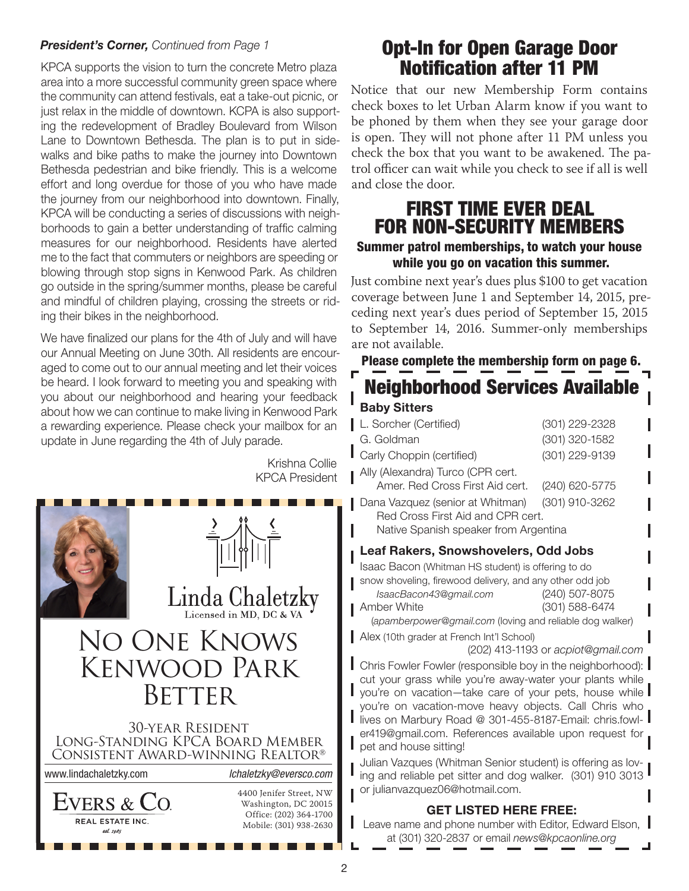***President's Corner,*** *Continued from Page 1*

KPCA supports the vision to turn the concrete Metro plaza area into a more successful community green space where the community can attend festivals, eat a take-out picnic, or just relax in the middle of downtown. KCPA is also supporting the redevelopment of Bradley Boulevard from Wilson Lane to Downtown Bethesda. The plan is to put in sidewalks and bike paths to make the journey into Downtown Bethesda pedestrian and bike friendly. This is a welcome effort and long overdue for those of you who have made the journey from our neighborhood into downtown. Finally, KPCA will be conducting a series of discussions with neighborhoods to gain a better understanding of traffic calming measures for our neighborhood. Residents have alerted me to the fact that commuters or neighbors are speeding or blowing through stop signs in Kenwood Park. As children go outside in the spring/summer months, please be careful and mindful of children playing, crossing the streets or riding their bikes in the neighborhood.

We have finalized our plans for the 4th of July and will have our Annual Meeting on June 30th. All residents are encouraged to come out to our annual meeting and let their voices be heard. I look forward to meeting you and speaking with you about our neighborhood and hearing your feedback about how we can continue to make living in Kenwood Park a rewarding experience. Please check your mailbox for an update in June regarding the 4th of July parade.

Krishna Collie
KPCA President

Linda Chaletzky
Licensed in MD, DC & VA

NO ONE KNOWS KENWOOD PARK BETTER

30-YEAR RESIDENT
LONG-STANDING KPCA BOARD MEMBER
CONSISTENT AWARD-WINNING REALTOR®

www.lindachaletzky.com *lchaletzky@eversco.com*

EVERS & CO. REAL ESTATE INC. est. 1985

4400 Jenifer Street, NW
Washington, DC 20015
Office: (202) 364-1700
Mobile: (301) 938-2630

## Opt-In for Open Garage Door Notification after 11 PM

Notice that our new Membership Form contains check boxes to let Urban Alarm know if you want to be phoned by them when they see your garage door is open. They will not phone after 11 PM unless you check the box that you want to be awakened. The patrol officer can wait while you check to see if all is well and close the door.

## FIRST TIME EVER DEAL FOR NON-SECURITY MEMBERS

### Summer patrol memberships, to watch your house while you go on vacation this summer.

Just combine next year's dues plus $100 to get vacation coverage between June 1 and September 14, 2015, preceding next year's dues period of September 15, 2015 to September 14, 2016. Summer-only memberships are not available.

**Please complete the membership form on page 6.**

## Neighborhood Services Available

### Baby Sitters

L. Sorcher (Certified) (301) 229-2328
G. Goldman (301) 320-1582
Carly Choppin (certified) (301) 229-9139
Ally (Alexandra) Turco (CPR cert.
Amer. Red Cross First Aid cert. (240) 620-5775
Dana Vazquez (senior at Whitman) (301) 910-3262
Red Cross First Aid and CPR cert.
Native Spanish speaker from Argentina

### Leaf Rakers, Snowshovelers, Odd Jobs

Isaac Bacon (Whitman HS student) is offering to do snow shoveling, firewood delivery, and any other odd job
*IsaacBacon43@gmail.com* (240) 507-8075

Amber White (301) 588-6474
(*apamberpower@gmail.com* (loving and reliable dog walker)

Alex (10th grader at French Int'l School)
(202) 413-1193 or *acpiot@gmail.com*

Chris Fowler Fowler (responsible boy in the neighborhood): cut your grass while you're away-water your plants while you're on vacation—take care of your pets, house while you're on vacation-move heavy objects. Call Chris who lives on Marbury Road @ 301-455-8187-Email: chris.fowler419@gmail.com. References available upon request for pet and house sitting!

Julian Vazques (Whitman Senior student) is offering as loving and reliable pet sitter and dog walker. (301) 910 3013 or julianvazquez06@hotmail.com.

**GET LISTED HERE FREE:**

Leave name and phone number with Editor, Edward Elson, at (301) 320-2837 or email *news@kpcaonline.org*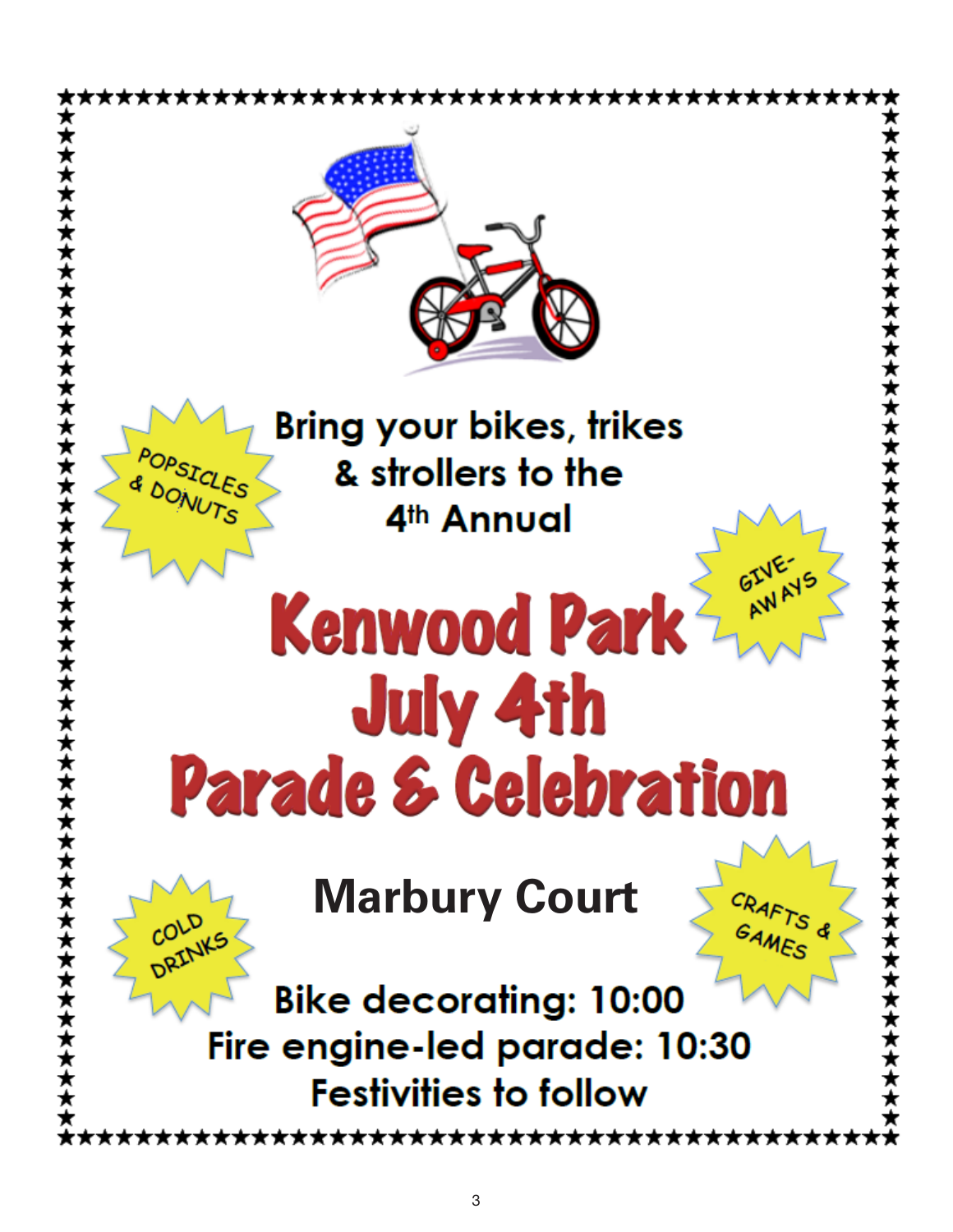Bring your bikes, trikes & strollers to the 4th Annual

# Kenwood Park July 4th Parade & Celebration

POPSICLES & DONUTS

GIVE-AWAYS

COLD DRINKS

CRAFTS & GAMES

## Marbury Court

**Bike decorating: 10:00**
**Fire engine-led parade: 10:30**
**Festivities to follow**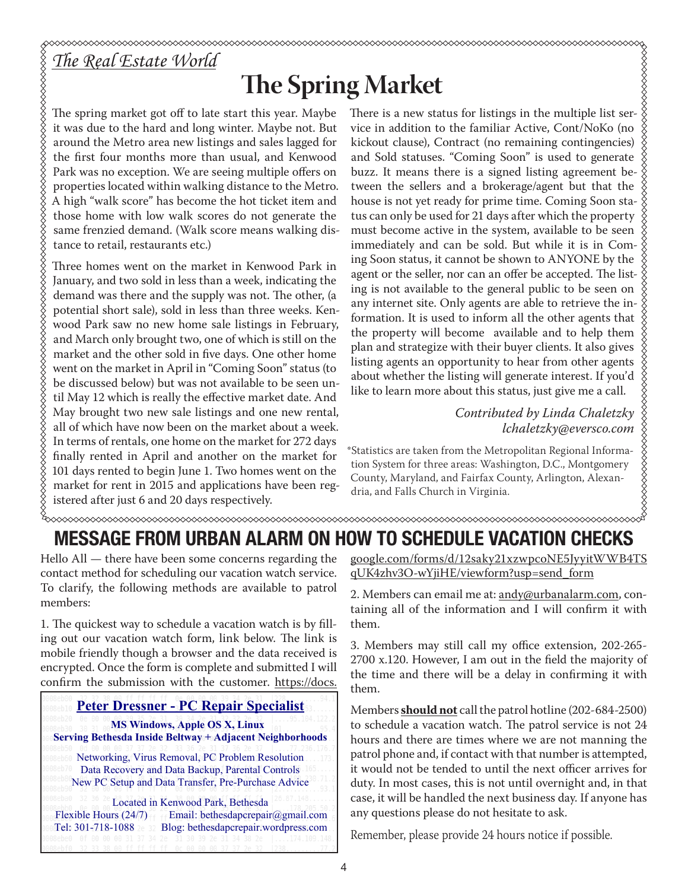*The Real Estate World*

# The Spring Market

The spring market got off to late start this year. Maybe it was due to the hard and long winter. Maybe not. But around the Metro area new listings and sales lagged for the first four months more than usual, and Kenwood Park was no exception. We are seeing multiple offers on properties located within walking distance to the Metro. A high "walk score" has become the hot ticket item and those home with low walk scores do not generate the same frenzied demand. (Walk score means walking distance to retail, restaurants etc.)

Three homes went on the market in Kenwood Park in January, and two sold in less than a week, indicating the demand was there and the supply was not. The other, (a potential short sale), sold in less than three weeks. Kenwood Park saw no new home sale listings in February, and March only brought two, one of which is still on the market and the other sold in five days. One other home went on the market in April in "Coming Soon" status (to be discussed below) but was not available to be seen until May 12 which is really the effective market date. And May brought two new sale listings and one new rental, all of which have now been on the market about a week. In terms of rentals, one home on the market for 272 days finally rented in April and another on the market for 101 days rented to begin June 1. Two homes went on the market for rent in 2015 and applications have been registered after just 6 and 20 days respectively.

There is a new status for listings in the multiple list service in addition to the familiar Active, Cont/NoKo (no kickout clause), Contract (no remaining contingencies) and Sold statuses. "Coming Soon" is used to generate buzz. It means there is a signed listing agreement between the sellers and a brokerage/agent but that the house is not yet ready for prime time. Coming Soon status can only be used for 21 days after which the property must become active in the system, available to be seen immediately and can be sold. But while it is in Coming Soon status, it cannot be shown to ANYONE by the agent or the seller, nor can an offer be accepted. The listing is not available to the general public to be seen on any internet site. Only agents are able to retrieve the information. It is used to inform all the other agents that the property will become available and to help them plan and strategize with their buyer clients. It also gives listing agents an opportunity to hear from other agents about whether the listing will generate interest. If you'd like to learn more about this status, just give me a call.

*Contributed by Linda Chaletzky*
*lchaletzky@eversco.com*

*Statistics are taken from the Metropolitan Regional Information System for three areas: Washington, D.C., Montgomery County, Maryland, and Fairfax County, Arlington, Alexandria, and Falls Church in Virginia.

# MESSAGE FROM URBAN ALARM ON HOW TO SCHEDULE VACATION CHECKS

Hello All — there have been some concerns regarding the contact method for scheduling our vacation watch service. To clarify, the following methods are available to patrol members:

1. The quickest way to schedule a vacation watch is by filling out our vacation watch form, link below. The link is mobile friendly though a browser and the data received is encrypted. Once the form is complete and submitted I will confirm the submission with the customer. https://docs.google.com/forms/d/12saky21xzwpcoNE5JyyitWWB4TSqUK4zhv3O-wYjiHE/viewform?usp=send_form

2. Members can email me at: andy@urbanalarm.com, containing all of the information and I will confirm it with them.

3. Members may still call my office extension, 202-265-2700 x.120. However, I am out in the field the majority of the time and there will be a delay in confirming it with them.

Members **should not** call the patrol hotline (202-684-2500) to schedule a vacation watch. The patrol service is not 24 hours and there are times where we are not manning the patrol phone and, if contact with that number is attempted, it would not be tended to until the next officer arrives for duty. In most cases, this is not until overnight and, in that case, it will be handled the next business day. If anyone has any questions please do not hesitate to ask.

Remember, please provide 24 hours notice if possible.

**Peter Dressner - PC Repair Specialist**

**MS Windows, Apple OS X, Linux**
**Serving Bethesda Inside Beltway + Adjacent Neighborhoods**

Networking, Virus Removal, PC Problem Resolution
Data Recovery and Data Backup, Parental Controls
New PC Setup and Data Transfer, Pre-Purchase Advice

Located in Kenwood Park, Bethesda
Flexible Hours (24/7) Email: bethesdapcrepair@gmail.com
Tel: 301-718-1088 Blog: bethesdapcrepair.wordpress.com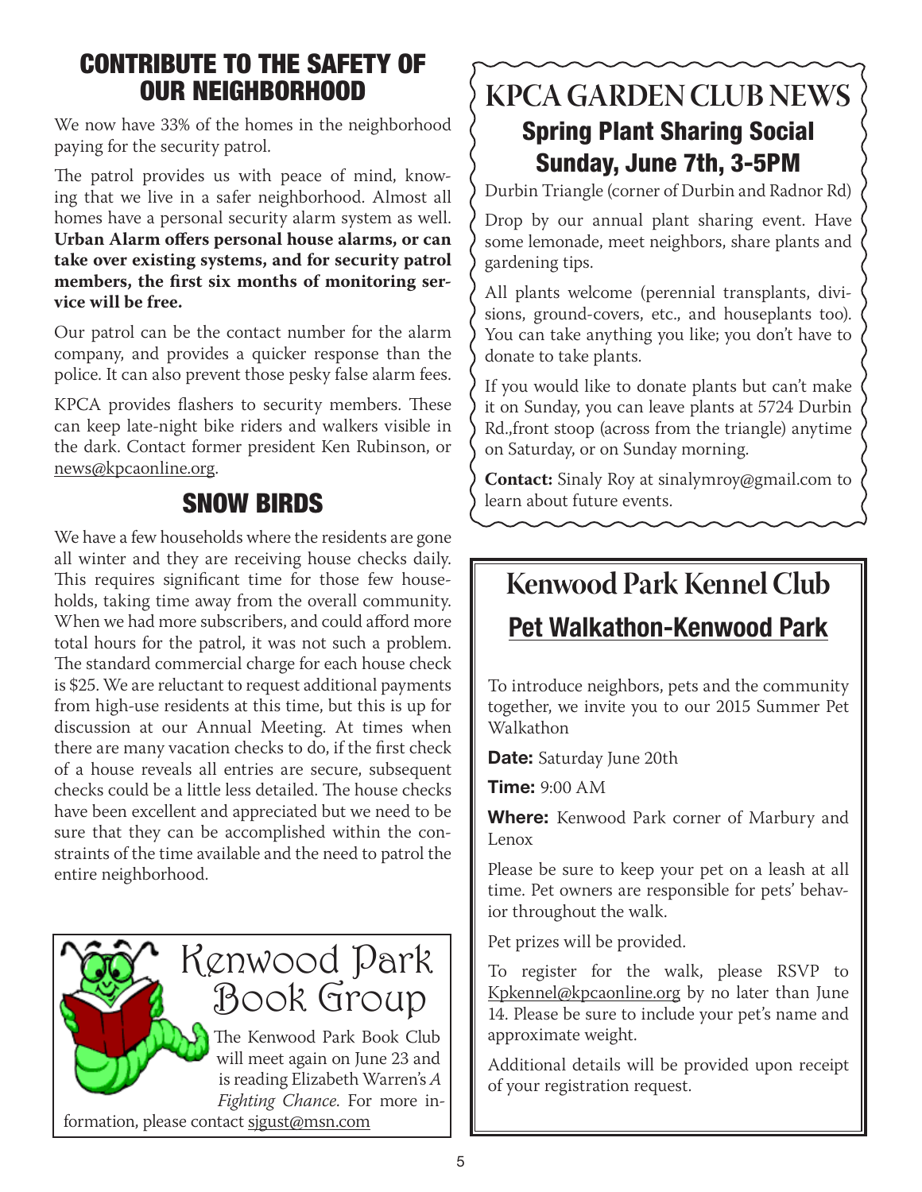## CONTRIBUTE TO THE SAFETY OF OUR NEIGHBORHOOD

We now have 33% of the homes in the neighborhood paying for the security patrol.

The patrol provides us with peace of mind, knowing that we live in a safer neighborhood. Almost all homes have a personal security alarm system as well. **Urban Alarm offers personal house alarms, or can take over existing systems, and for security patrol members, the first six months of monitoring service will be free.**

Our patrol can be the contact number for the alarm company, and provides a quicker response than the police. It can also prevent those pesky false alarm fees.

KPCA provides flashers to security members. These can keep late-night bike riders and walkers visible in the dark. Contact former president Ken Rubinson, or news@kpcaonline.org.

## SNOW BIRDS

We have a few households where the residents are gone all winter and they are receiving house checks daily. This requires significant time for those few households, taking time away from the overall community. When we had more subscribers, and could afford more total hours for the patrol, it was not such a problem. The standard commercial charge for each house check is $25. We are reluctant to request additional payments from high-use residents at this time, but this is up for discussion at our Annual Meeting. At times when there are many vacation checks to do, if the first check of a house reveals all entries are secure, subsequent checks could be a little less detailed. The house checks have been excellent and appreciated but we need to be sure that they can be accomplished within the constraints of the time available and the need to patrol the entire neighborhood.

## Kenwood Park Book Group

The Kenwood Park Book Club will meet again on June 23 and is reading Elizabeth Warren's *A Fighting Chance*. For more information, please contact sjgust@msn.com

## KPCA GARDEN CLUB NEWS

### Spring Plant Sharing Social
### Sunday, June 7th, 3-5PM

Durbin Triangle (corner of Durbin and Radnor Rd)

Drop by our annual plant sharing event. Have some lemonade, meet neighbors, share plants and gardening tips.

All plants welcome (perennial transplants, divisions, ground-covers, etc., and houseplants too). You can take anything you like; you don't have to donate to take plants.

If you would like to donate plants but can't make it on Sunday, you can leave plants at 5724 Durbin Rd.,front stoop (across from the triangle) anytime on Saturday, or on Sunday morning.

**Contact:** Sinaly Roy at sinalymroy@gmail.com to learn about future events.

## Kenwood Park Kennel Club

### Pet Walkathon-Kenwood Park

To introduce neighbors, pets and the community together, we invite you to our 2015 Summer Pet Walkathon

**Date:** Saturday June 20th

**Time:** 9:00 AM

**Where:** Kenwood Park corner of Marbury and Lenox

Please be sure to keep your pet on a leash at all time. Pet owners are responsible for pets' behavior throughout the walk.

Pet prizes will be provided.

To register for the walk, please RSVP to Kpkennel@kpcaonline.org by no later than June 14. Please be sure to include your pet's name and approximate weight.

Additional details will be provided upon receipt of your registration request.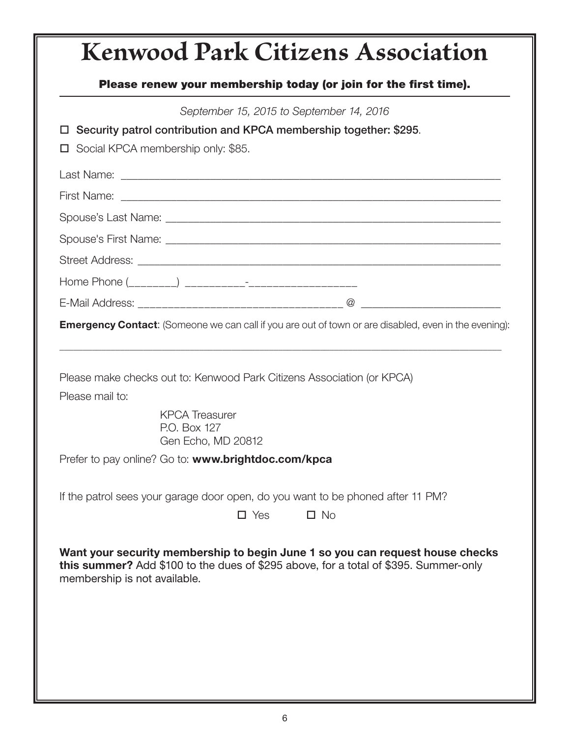# Kenwood Park Citizens Association

**Please renew your membership today (or join for the first time).**

*September 15, 2015 to September 14, 2016*

☐ Security patrol contribution and KPCA membership together: $295.

☐ Social KPCA membership only: $85.

Last Name: ______________________________________________________________

First Name: ______________________________________________________________

Spouse's Last Name: ______________________________________________________

Spouse's First Name: ______________________________________________________

Street Address: __________________________________________________________

Home Phone (________) __________-_________________

E-Mail Address: _________________________________ @ _______________________

**Emergency Contact**: (Someone we can call if you are out of town or are disabled, even in the evening):

_____________________________________________________________________________

Please make checks out to: Kenwood Park Citizens Association (or KPCA)

Please mail to:

KPCA Treasurer
P.O. Box 127
Gen Echo, MD 20812

Prefer to pay online? Go to: **www.brightdoc.com/kpca**

If the patrol sees your garage door open, do you want to be phoned after 11 PM?

☐ Yes ☐ No

**Want your security membership to begin June 1 so you can request house checks this summer?** Add $100 to the dues of $295 above, for a total of $395. Summer-only membership is not available.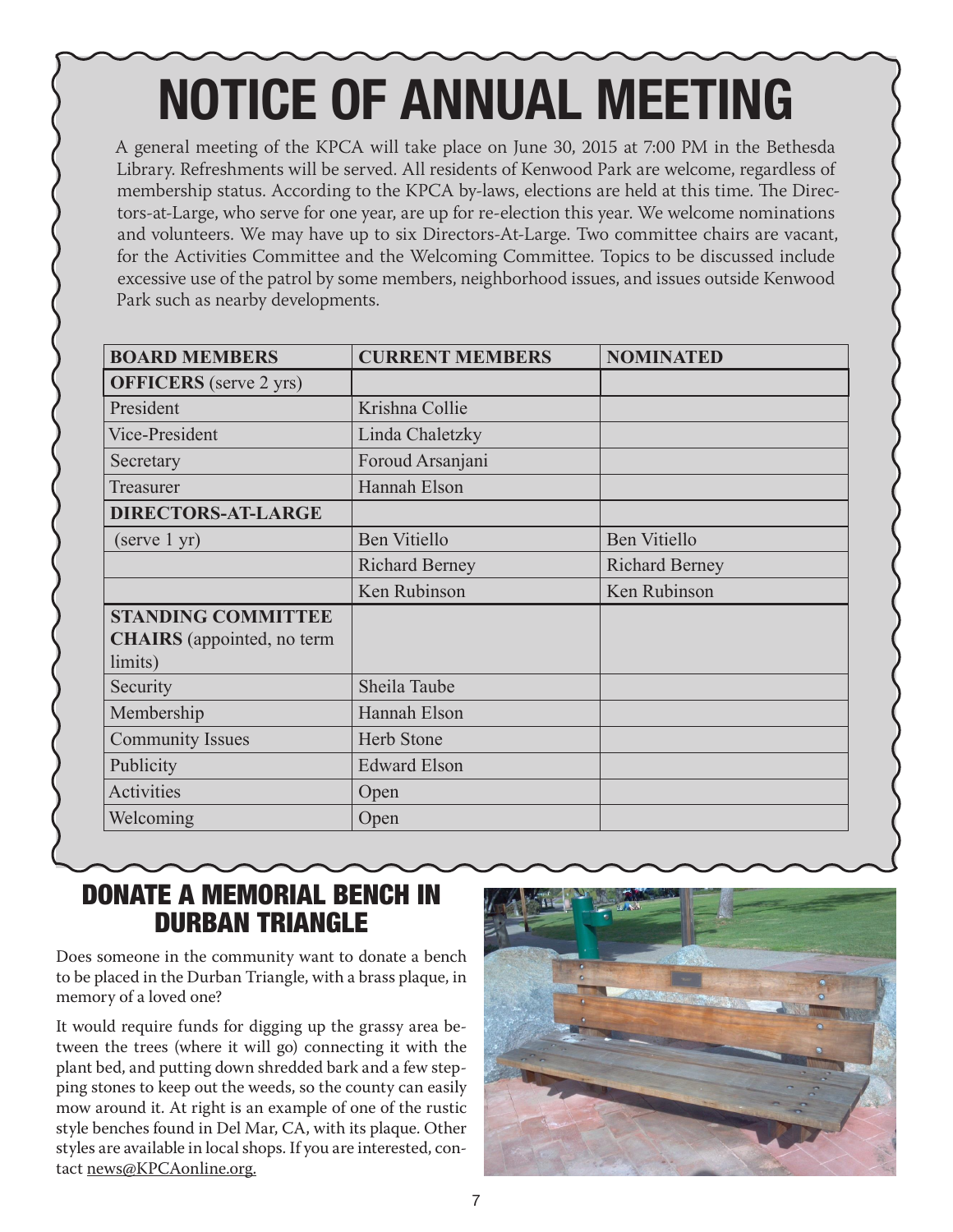# NOTICE OF ANNUAL MEETING

A general meeting of the KPCA will take place on June 30, 2015 at 7:00 PM in the Bethesda Library. Refreshments will be served. All residents of Kenwood Park are welcome, regardless of membership status. According to the KPCA by-laws, elections are held at this time. The Directors-at-Large, who serve for one year, are up for re-election this year. We welcome nominations and volunteers. We may have up to six Directors-At-Large. Two committee chairs are vacant, for the Activities Committee and the Welcoming Committee. Topics to be discussed include excessive use of the patrol by some members, neighborhood issues, and issues outside Kenwood Park such as nearby developments.

| BOARD MEMBERS | CURRENT MEMBERS | NOMINATED |
|---|---|---|
| **OFFICERS** (serve 2 yrs) | | |
| President | Krishna Collie | |
| Vice-President | Linda Chaletzky | |
| Secretary | Foroud Arsanjani | |
| Treasurer | Hannah Elson | |
| **DIRECTORS-AT-LARGE** | | |
| (serve 1 yr) | Ben Vitiello | Ben Vitiello |
| | Richard Berney | Richard Berney |
| | Ken Rubinson | Ken Rubinson |
| **STANDING COMMITTEE CHAIRS** (appointed, no term limits) | | |
| Security | Sheila Taube | |
| Membership | Hannah Elson | |
| Community Issues | Herb Stone | |
| Publicity | Edward Elson | |
| Activities | Open | |
| Welcoming | Open | |

## DONATE A MEMORIAL BENCH IN DURBAN TRIANGLE

Does someone in the community want to donate a bench to be placed in the Durban Triangle, with a brass plaque, in memory of a loved one?

It would require funds for digging up the grassy area between the trees (where it will go) connecting it with the plant bed, and putting down shredded bark and a few stepping stones to keep out the weeds, so the county can easily mow around it. At right is an example of one of the rustic style benches found in Del Mar, CA, with its plaque. Other styles are available in local shops. If you are interested, contact news@KPCAonline.org.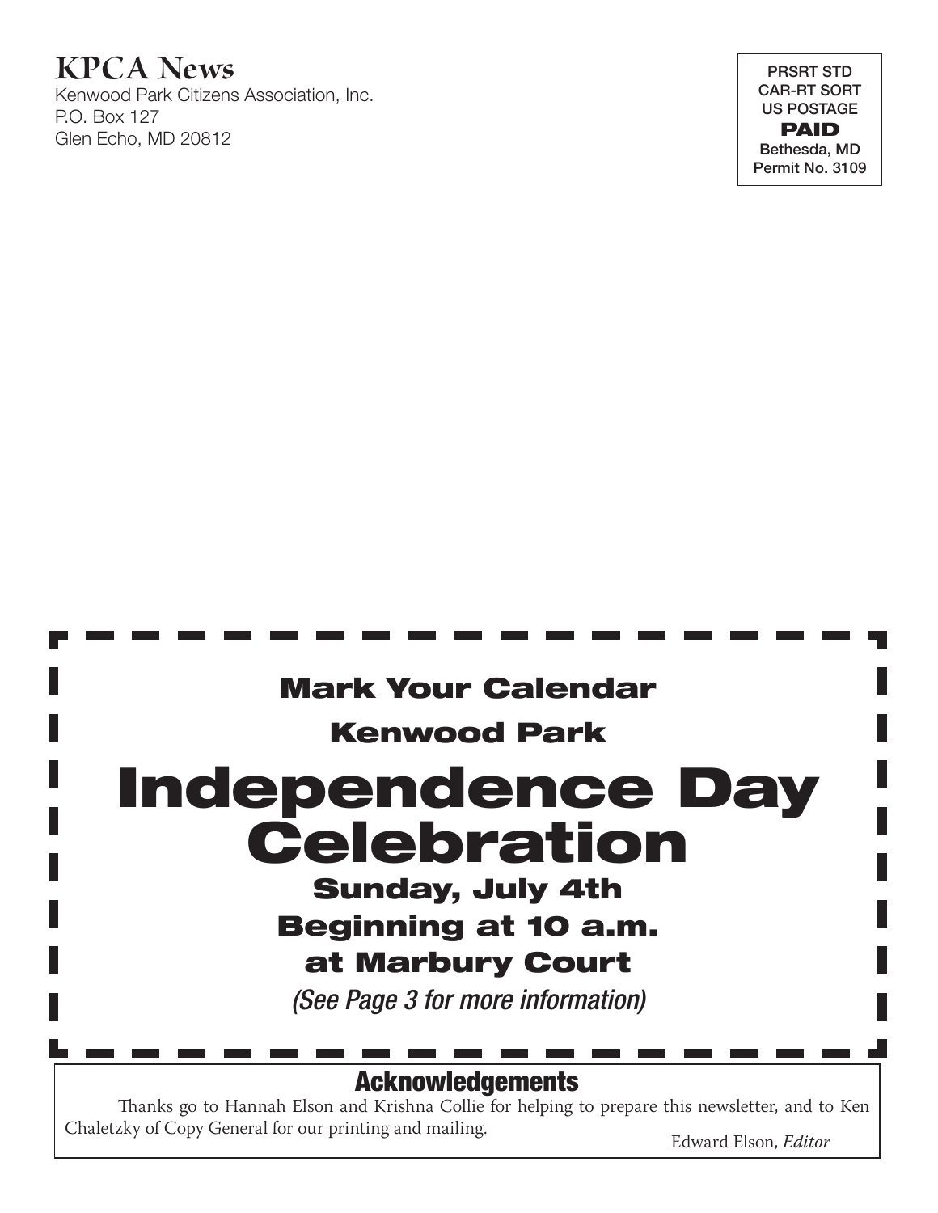**KPCA News**
Kenwood Park Citizens Association, Inc.
P.O. Box 127
Glen Echo, MD 20812

PRSRT STD
CAR-RT SORT
US POSTAGE
**PAID**
Bethesda, MD
Permit No. 3109

## Mark Your Calendar

## Kenwood Park

# Independence Day Celebration

**Sunday, July 4th**

**Beginning at 10 a.m.**

**at Marbury Court**

*(See Page 3 for more information)*

## Acknowledgements

Thanks go to Hannah Elson and Krishna Collie for helping to prepare this newsletter, and to Ken Chaletzky of Copy General for our printing and mailing.

Edward Elson, *Editor*